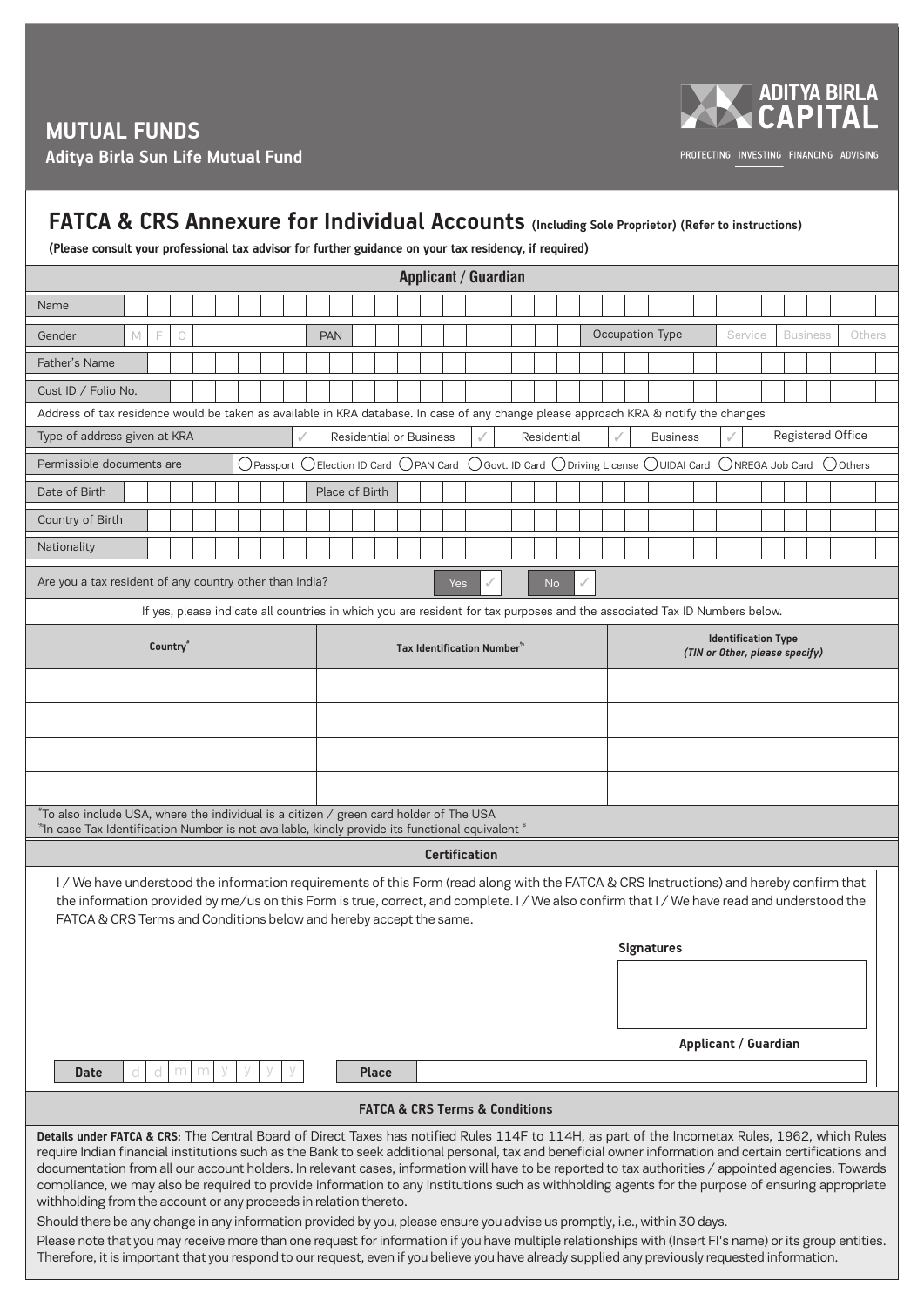MUTUAL FUNDS

Aditya Birla Sun Life Mutual Fund

ADITYA BIRLA CAPITAL

PROTECTING INVESTING FINANCING ADVISING

# FATCA & CRS Annexure for Individual Accounts (Including Sole Proprietor) (Refer to instructions)

**(Please consult your professional tax advisor for further guidance on your tax residency, if required)**

## Applicant / Guardian

| | |
|---|---|
| Name | |
| Gender | M F O |
| PAN | |
| Occupation Type | Service / Business / Others |
| Father's Name | |
| Cust ID / Folio No. | |

Address of tax residence would be taken as available in KRA database. In case of any change please approach KRA & notify the changes

| | |
|---|---|
| Type of address given at KRA | ✓ Residential or Business ✓ Residential ✓ Business ✓ Registered Office |
| Permissible documents are | ◯ Passport ◯ Election ID Card ◯ PAN Card ◯ Govt. ID Card ◯ Driving License ◯ UIDAI Card ◯ NREGA Job Card ◯ Others |
| Date of Birth | |
| Place of Birth | |
| Country of Birth | |
| Nationality | |

Are you a tax resident of any country other than India? Yes ✓ No ✓

If yes, please indicate all countries in which you are resident for tax purposes and the associated Tax ID Numbers below.

| Country[#] | Tax Identification Number[%] | Identification Type *(TIN or Other, please specify)* |
|---|---|---|
| | | |
| | | |
| | | |
| | | |

[#] To also include USA, where the individual is a citizen / green card holder of The USA

[%] In case Tax Identification Number is not available, kindly provide its functional equivalent [$]

## Certification

I / We have understood the information requirements of this Form (read along with the FATCA & CRS Instructions) and hereby confirm that the information provided by me/us on this Form is true, correct, and complete. I / We also confirm that I / We have read and understood the FATCA & CRS Terms and Conditions below and hereby accept the same.

**Signatures**

**Applicant / Guardian**

**Date** d d m m y y y y **Place**

## FATCA & CRS Terms & Conditions

**Details under FATCA & CRS:** The Central Board of Direct Taxes has notified Rules 114F to 114H, as part of the Incometax Rules, 1962, which Rules require Indian financial institutions such as the Bank to seek additional personal, tax and beneficial owner information and certain certifications and documentation from all our account holders. In relevant cases, information will have to be reported to tax authorities / appointed agencies. Towards compliance, we may also be required to provide information to any institutions such as withholding agents for the purpose of ensuring appropriate withholding from the account or any proceeds in relation thereto.

Should there be any change in any information provided by you, please ensure you advise us promptly, i.e., within 30 days.

Please note that you may receive more than one request for information if you have multiple relationships with (Insert FI's name) or its group entities. Therefore, it is important that you respond to our request, even if you believe you have already supplied any previously requested information.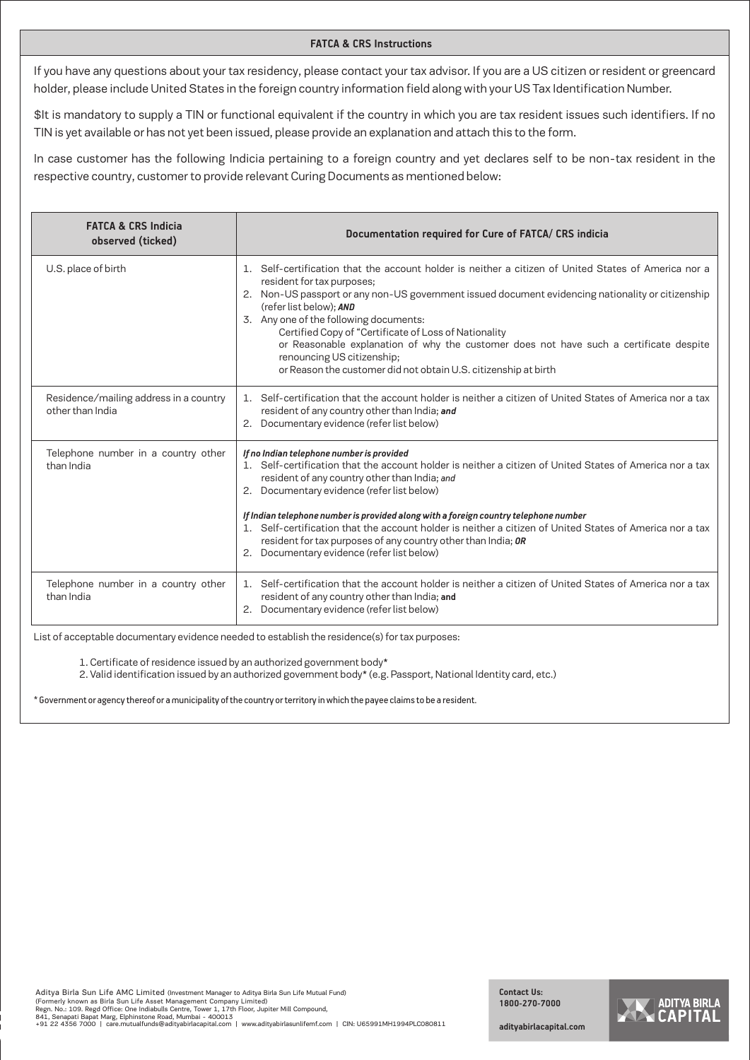## FATCA & CRS Instructions

If you have any questions about your tax residency, please contact your tax advisor. If you are a US citizen or resident or greencard holder, please include United States in the foreign country information field along with your US Tax Identification Number.

$It is mandatory to supply a TIN or functional equivalent if the country in which you are tax resident issues such identifiers. If no TIN is yet available or has not yet been issued, please provide an explanation and attach this to the form.

In case customer has the following Indicia pertaining to a foreign country and yet declares self to be non-tax resident in the respective country, customer to provide relevant Curing Documents as mentioned below:

| FATCA & CRS Indicia observed (ticked) | Documentation required for Cure of FATCA/ CRS indicia |
|---|---|
| U.S. place of birth | 1. Self-certification that the account holder is neither a citizen of United States of America nor a resident for tax purposes;<br>2. Non-US passport or any non-US government issued document evidencing nationality or citizenship (refer list below); ***AND***<br>3. Any one of the following documents:<br>Certified Copy of "Certificate of Loss of Nationality<br>or Reasonable explanation of why the customer does not have such a certificate despite renouncing US citizenship;<br>or Reason the customer did not obtain U.S. citizenship at birth |
| Residence/mailing address in a country other than India | 1. Self-certification that the account holder is neither a citizen of United States of America nor a tax resident of any country other than India; ***and***<br>2. Documentary evidence (refer list below) |
| Telephone number in a country other than India | ***If no Indian telephone number is provided***<br>1. Self-certification that the account holder is neither a citizen of United States of America nor a tax resident of any country other than India; *and*<br>2. Documentary evidence (refer list below)<br><br>***If Indian telephone number is provided along with a foreign country telephone number***<br>1. Self-certification that the account holder is neither a citizen of United States of America nor a tax resident for tax purposes of any country other than India; ***OR***<br>2. Documentary evidence (refer list below) |
| Telephone number in a country other than India | 1. Self-certification that the account holder is neither a citizen of United States of America nor a tax resident of any country other than India; **and**<br>2. Documentary evidence (refer list below) |

List of acceptable documentary evidence needed to establish the residence(s) for tax purposes:

1. Certificate of residence issued by an authorized government body*
2. Valid identification issued by an authorized government body* (e.g. Passport, National Identity card, etc.)

\* Government or agency thereof or a municipality of the country or territory in which the payee claims to be a resident.

Aditya Birla Sun Life AMC Limited (Investment Manager to Aditya Birla Sun Life Mutual Fund)
(Formerly known as Birla Sun Life Asset Management Company Limited)
Regn. No.: 109. Regd Office: One Indiabulls Centre, Tower 1, 17th Floor, Jupiter Mill Compound,
841, Senapati Bapat Marg, Elphinstone Road, Mumbai - 400013
+91 22 4356 7000 | care.mutualfunds@adityabirlacapital.com | www.adityabirlasunlifemf.com | CIN: U65991MH1994PLC080811

Contact Us:
1800-270-7000

adityabirlacapital.com

ADITYA BIRLA CAPITAL